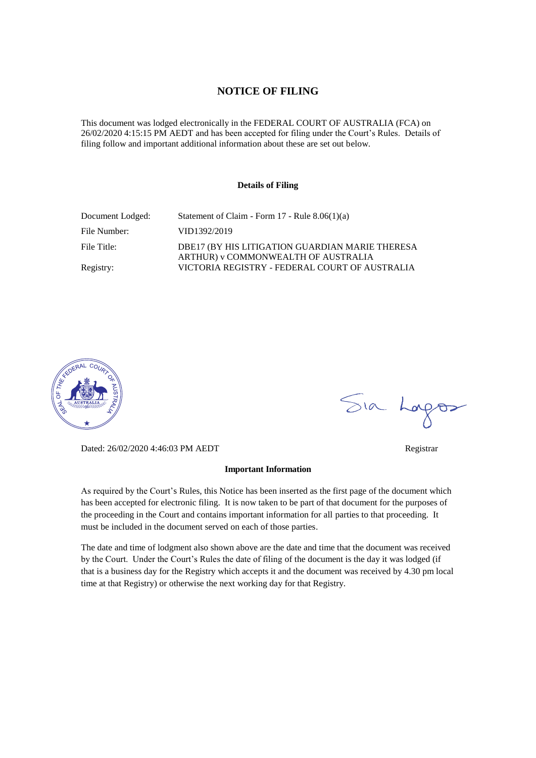# NOTICE OF FILING

This document was lodged electronically in the FEDERAL COURT OF AUSTRALIA (FCA) on 26/02/2020 4:15:15 PM AEDT and has been accepted for filing under the Court's Rules. Details of filing follow and important additional information about these are set out below.

**Details of Filing**

| | |
|---|---|
| Document Lodged: | Statement of Claim - Form 17 - Rule 8.06(1)(a) |
| File Number: | VID1392/2019 |
| File Title: | DBE17 (BY HIS LITIGATION GUARDIAN MARIE THERESA ARTHUR) v COMMONWEALTH OF AUSTRALIA |
| Registry: | VICTORIA REGISTRY - FEDERAL COURT OF AUSTRALIA |

Dated: 26/02/2020 4:46:03 PM AEDT

Registrar

**Important Information**

As required by the Court's Rules, this Notice has been inserted as the first page of the document which has been accepted for electronic filing. It is now taken to be part of that document for the purposes of the proceeding in the Court and contains important information for all parties to that proceeding. It must be included in the document served on each of those parties.

The date and time of lodgment also shown above are the date and time that the document was received by the Court. Under the Court's Rules the date of filing of the document is the day it was lodged (if that is a business day for the Registry which accepts it and the document was received by 4.30 pm local time at that Registry) or otherwise the next working day for that Registry.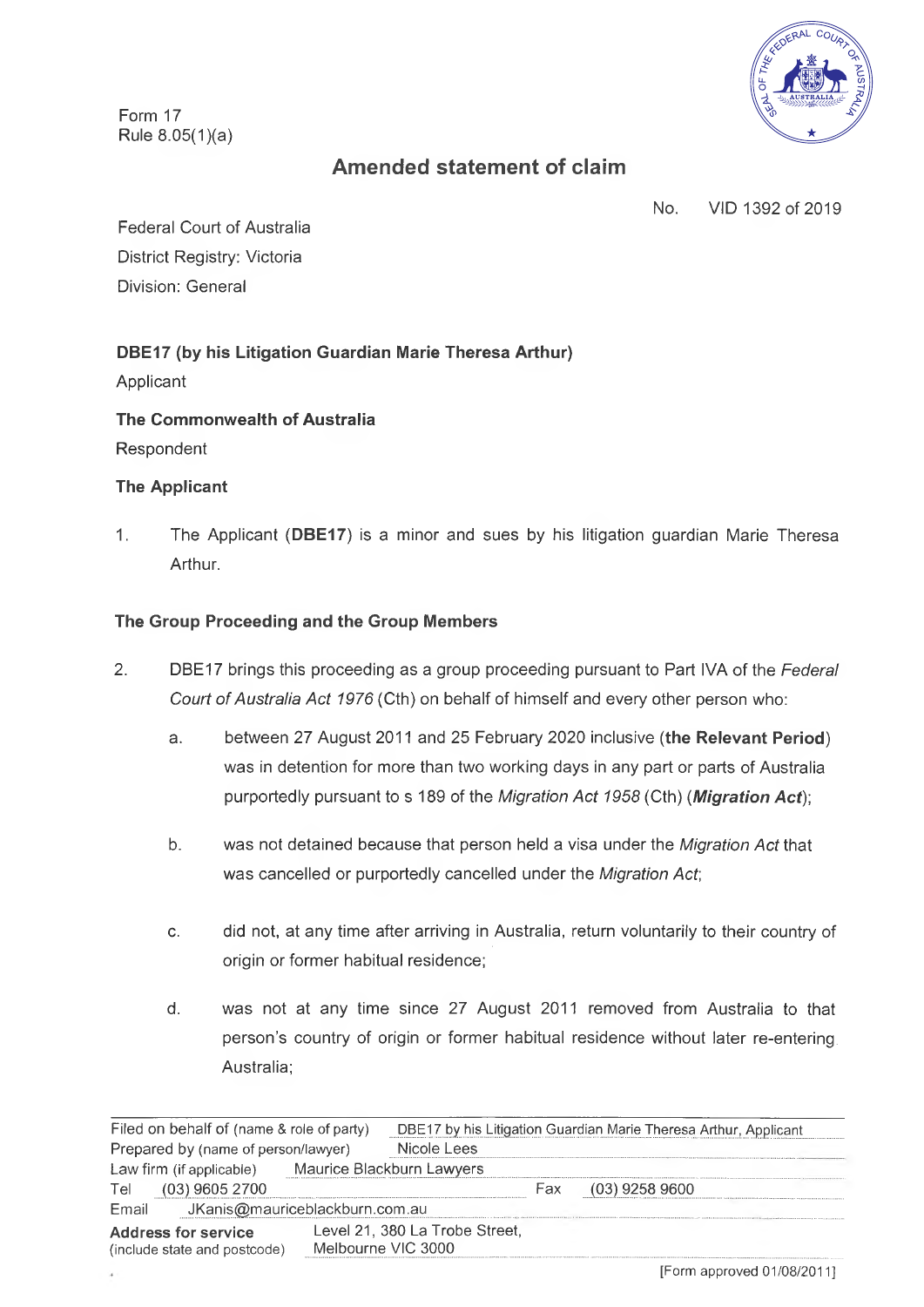Form 17
Rule 8.05(1)(a)

# Amended statement of claim

No. VID 1392 of 2019

Federal Court of Australia
District Registry: Victoria
Division: General

**DBE17 (by his Litigation Guardian Marie Theresa Arthur)**
Applicant

**The Commonwealth of Australia**
Respondent

**The Applicant**

1. The Applicant (**DBE17**) is a minor and sues by his litigation guardian Marie Theresa Arthur.

**The Group Proceeding and the Group Members**

2. DBE17 brings this proceeding as a group proceeding pursuant to Part IVA of the *Federal Court of Australia Act 1976* (Cth) on behalf of himself and every other person who:

   a. between 27 August 2011 and 25 February 2020 inclusive (**the Relevant Period**) was in detention for more than two working days in any part or parts of Australia purportedly pursuant to s 189 of the *Migration Act 1958* (Cth) (***Migration Act***);

   b. was not detained because that person held a visa under the *Migration Act* that was cancelled or purportedly cancelled under the *Migration Act*;

   c. did not, at any time after arriving in Australia, return voluntarily to their country of origin or former habitual residence;

   d. was not at any time since 27 August 2011 removed from Australia to that person's country of origin or former habitual residence without later re-entering Australia;

| | |
|---|---|
| Filed on behalf of (name & role of party) | DBE17 by his Litigation Guardian Marie Theresa Arthur, Applicant |
| Prepared by (name of person/lawyer) | Nicole Lees |
| Law firm (if applicable) | Maurice Blackburn Lawyers |
| Tel | (03) 9605 2700 Fax (03) 9258 9600 |
| Email | JKanis@mauriceblackburn.com.au |
| **Address for service** (include state and postcode) | Level 21, 380 La Trobe Street, Melbourne VIC 3000 |

[Form approved 01/08/2011]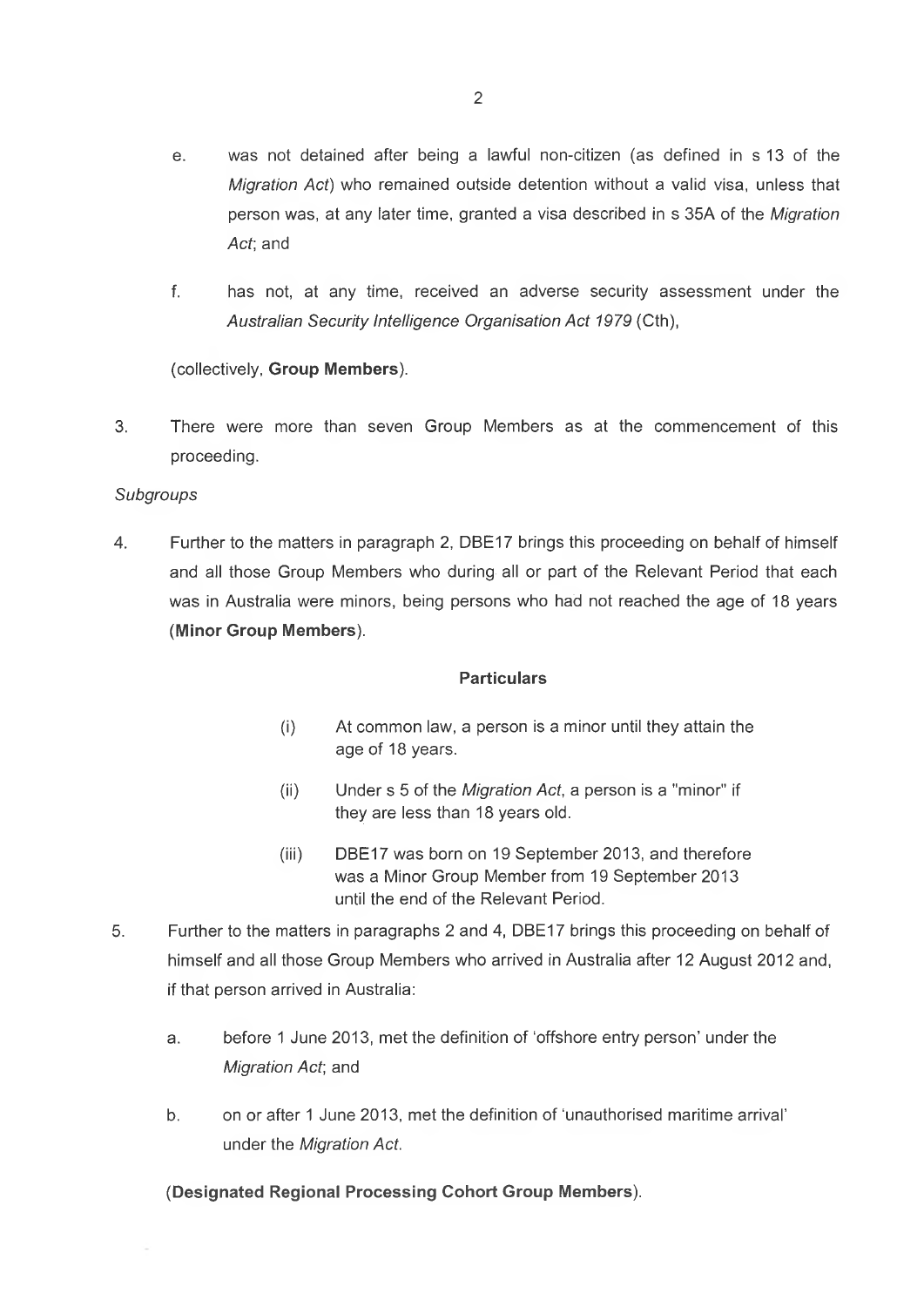e. was not detained after being a lawful non-citizen (as defined in s 13 of the *Migration Act*) who remained outside detention without a valid visa, unless that person was, at any later time, granted a visa described in s 35A of the *Migration Act*; and

f. has not, at any time, received an adverse security assessment under the *Australian Security Intelligence Organisation Act 1979* (Cth),

(collectively, **Group Members**).

3. There were more than seven Group Members as at the commencement of this proceeding.

*Subgroups*

4. Further to the matters in paragraph 2, DBE17 brings this proceeding on behalf of himself and all those Group Members who during all or part of the Relevant Period that each was in Australia were minors, being persons who had not reached the age of 18 years (**Minor Group Members**).

**Particulars**

(i) At common law, a person is a minor until they attain the age of 18 years.

(ii) Under s 5 of the *Migration Act*, a person is a "minor" if they are less than 18 years old.

(iii) DBE17 was born on 19 September 2013, and therefore was a Minor Group Member from 19 September 2013 until the end of the Relevant Period.

5. Further to the matters in paragraphs 2 and 4, DBE17 brings this proceeding on behalf of himself and all those Group Members who arrived in Australia after 12 August 2012 and, if that person arrived in Australia:

a. before 1 June 2013, met the definition of 'offshore entry person' under the *Migration Act*; and

b. on or after 1 June 2013, met the definition of 'unauthorised maritime arrival' under the *Migration Act*.

(**Designated Regional Processing Cohort Group Members**).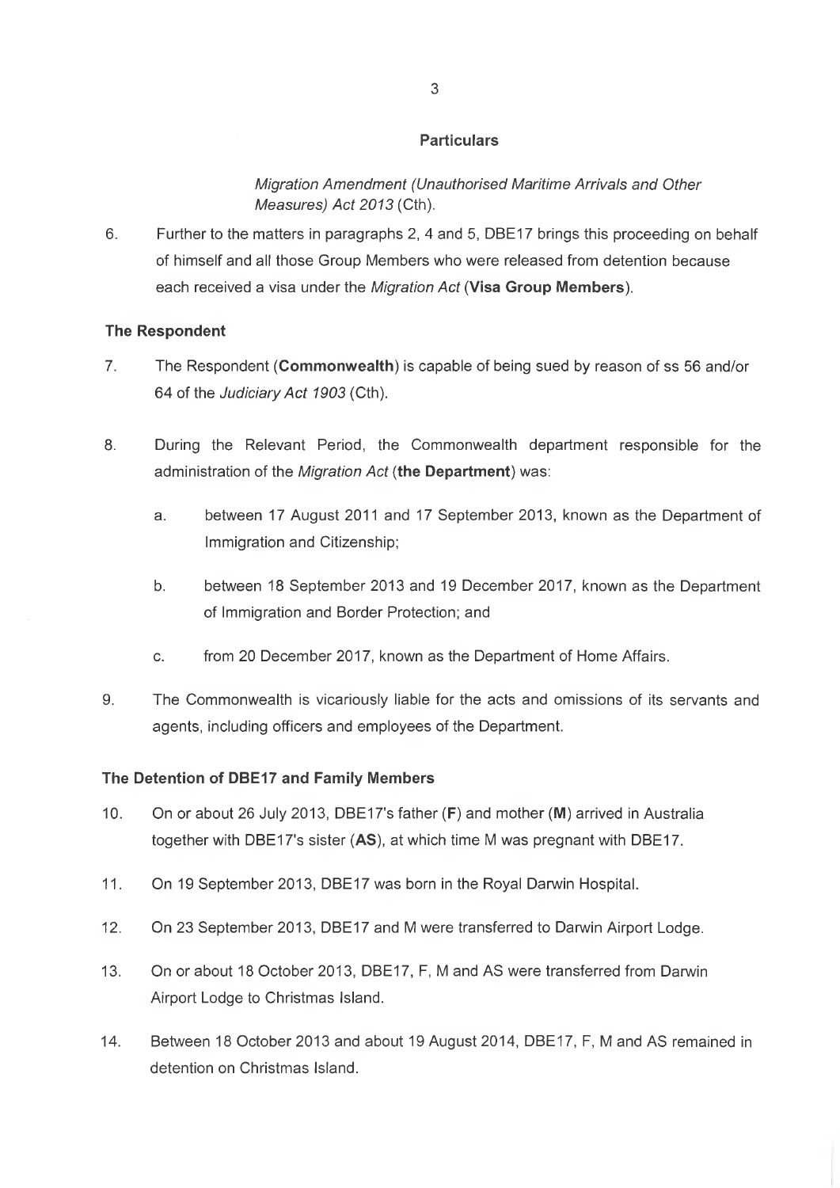**Particulars**

*Migration Amendment (Unauthorised Maritime Arrivals and Other Measures) Act 2013* (Cth).

6. Further to the matters in paragraphs 2, 4 and 5, DBE17 brings this proceeding on behalf of himself and all those Group Members who were released from detention because each received a visa under the *Migration Act* (**Visa Group Members**).

**The Respondent**

7. The Respondent (**Commonwealth**) is capable of being sued by reason of ss 56 and/or 64 of the *Judiciary Act 1903* (Cth).

8. During the Relevant Period, the Commonwealth department responsible for the administration of the *Migration Act* (**the Department**) was:

   a. between 17 August 2011 and 17 September 2013, known as the Department of Immigration and Citizenship;

   b. between 18 September 2013 and 19 December 2017, known as the Department of Immigration and Border Protection; and

   c. from 20 December 2017, known as the Department of Home Affairs.

9. The Commonwealth is vicariously liable for the acts and omissions of its servants and agents, including officers and employees of the Department.

**The Detention of DBE17 and Family Members**

10. On or about 26 July 2013, DBE17's father (**F**) and mother (**M**) arrived in Australia together with DBE17's sister (**AS**), at which time M was pregnant with DBE17.

11. On 19 September 2013, DBE17 was born in the Royal Darwin Hospital.

12. On 23 September 2013, DBE17 and M were transferred to Darwin Airport Lodge.

13. On or about 18 October 2013, DBE17, F, M and AS were transferred from Darwin Airport Lodge to Christmas Island.

14. Between 18 October 2013 and about 19 August 2014, DBE17, F, M and AS remained in detention on Christmas Island.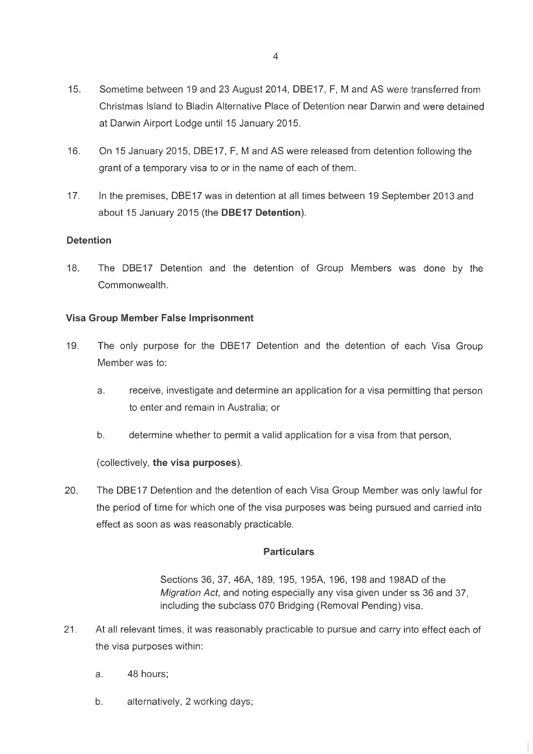15. Sometime between 19 and 23 August 2014, DBE17, F, M and AS were transferred from Christmas Island to Bladin Alternative Place of Detention near Darwin and were detained at Darwin Airport Lodge until 15 January 2015.

16. On 15 January 2015, DBE17, F, M and AS were released from detention following the grant of a temporary visa to or in the name of each of them.

17. In the premises, DBE17 was in detention at all times between 19 September 2013 and about 15 January 2015 (the **DBE17 Detention**).

**Detention**

18. The DBE17 Detention and the detention of Group Members was done by the Commonwealth.

**Visa Group Member False Imprisonment**

19. The only purpose for the DBE17 Detention and the detention of each Visa Group Member was to:

    a. receive, investigate and determine an application for a visa permitting that person to enter and remain in Australia; or

    b. determine whether to permit a valid application for a visa from that person,

    (collectively, **the visa purposes**).

20. The DBE17 Detention and the detention of each Visa Group Member was only lawful for the period of time for which one of the visa purposes was being pursued and carried into effect as soon as was reasonably practicable.

**Particulars**

Sections 36, 37, 46A, 189, 195, 195A, 196, 198 and 198AD of the *Migration Act*, and noting especially any visa given under ss 36 and 37, including the subclass 070 Bridging (Removal Pending) visa.

21. At all relevant times, it was reasonably practicable to pursue and carry into effect each of the visa purposes within:

    a. 48 hours;

    b. alternatively, 2 working days;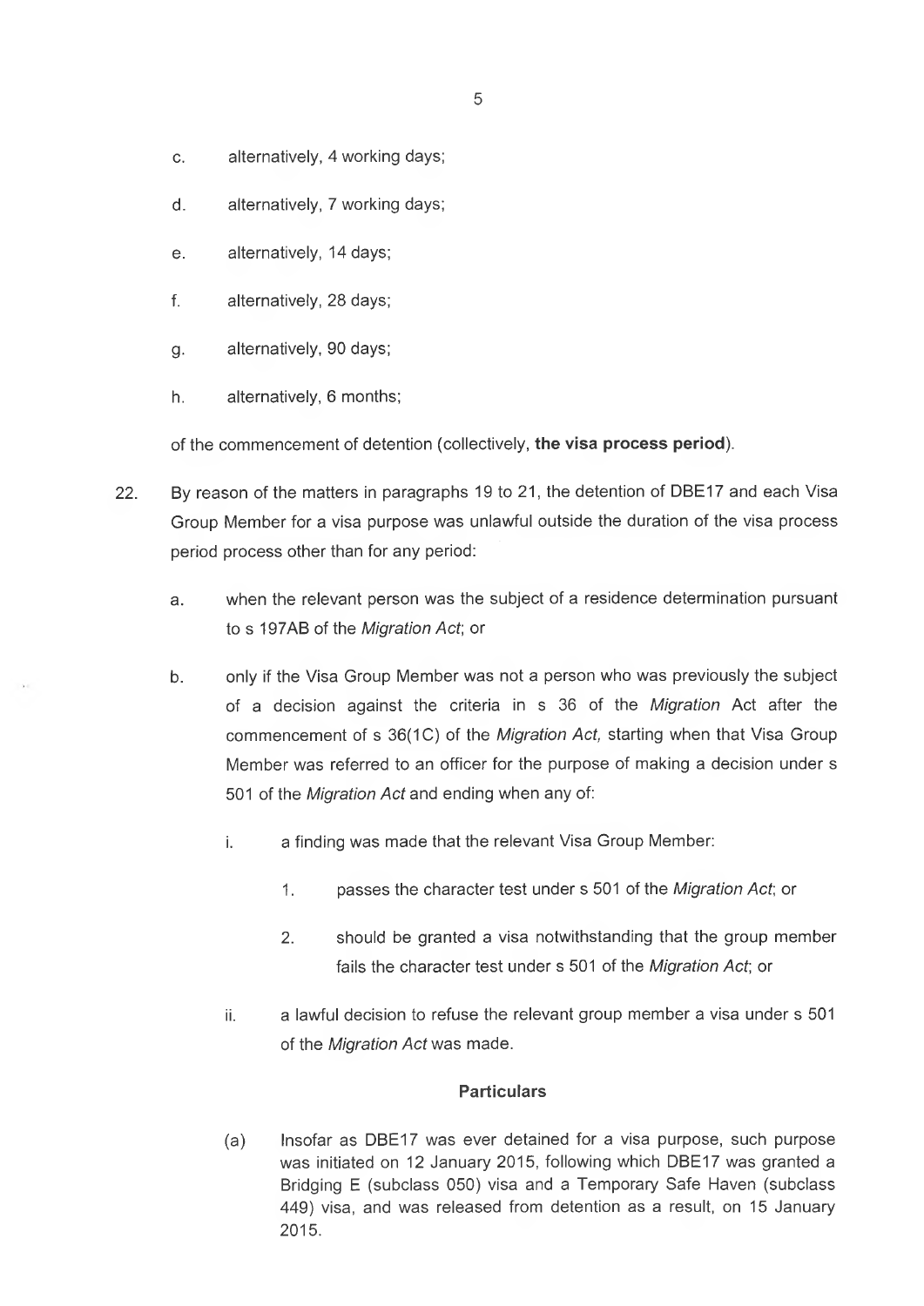c. alternatively, 4 working days;

d. alternatively, 7 working days;

e. alternatively, 14 days;

f. alternatively, 28 days;

g. alternatively, 90 days;

h. alternatively, 6 months;

of the commencement of detention (collectively, **the visa process period**).

22. By reason of the matters in paragraphs 19 to 21, the detention of DBE17 and each Visa Group Member for a visa purpose was unlawful outside the duration of the visa process period process other than for any period:

    a. when the relevant person was the subject of a residence determination pursuant to s 197AB of the *Migration Act*; or

    b. only if the Visa Group Member was not a person who was previously the subject of a decision against the criteria in s 36 of the *Migration* Act after the commencement of s 36(1C) of the *Migration Act,* starting when that Visa Group Member was referred to an officer for the purpose of making a decision under s 501 of the *Migration Act* and ending when any of:

        i. a finding was made that the relevant Visa Group Member:

            1. passes the character test under s 501 of the *Migration Act*; or

            2. should be granted a visa notwithstanding that the group member fails the character test under s 501 of the *Migration Act*; or

        ii. a lawful decision to refuse the relevant group member a visa under s 501 of the *Migration Act* was made.

**Particulars**

(a) Insofar as DBE17 was ever detained for a visa purpose, such purpose was initiated on 12 January 2015, following which DBE17 was granted a Bridging E (subclass 050) visa and a Temporary Safe Haven (subclass 449) visa, and was released from detention as a result, on 15 January 2015.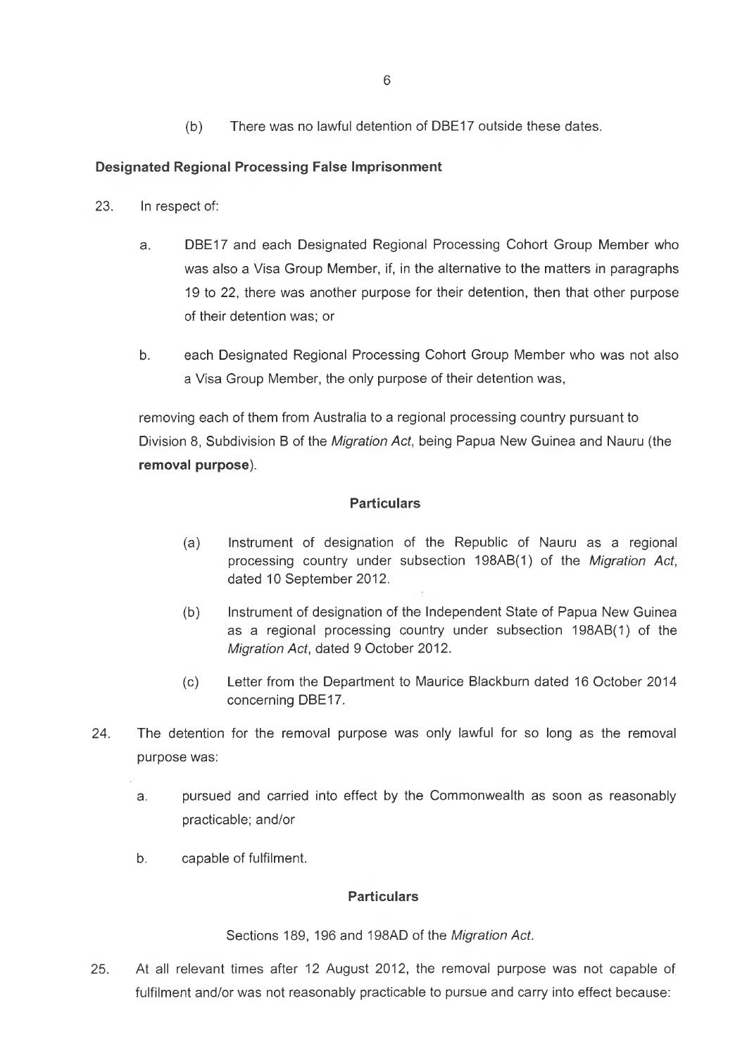(b) There was no lawful detention of DBE17 outside these dates.

**Designated Regional Processing False Imprisonment**

23. In respect of:

    a. DBE17 and each Designated Regional Processing Cohort Group Member who was also a Visa Group Member, if, in the alternative to the matters in paragraphs 19 to 22, there was another purpose for their detention, then that other purpose of their detention was; or

    b. each Designated Regional Processing Cohort Group Member who was not also a Visa Group Member, the only purpose of their detention was,

    removing each of them from Australia to a regional processing country pursuant to Division 8, Subdivision B of the *Migration Act*, being Papua New Guinea and Nauru (the **removal purpose**).

**Particulars**

(a) Instrument of designation of the Republic of Nauru as a regional processing country under subsection 198AB(1) of the *Migration Act*, dated 10 September 2012.

(b) Instrument of designation of the Independent State of Papua New Guinea as a regional processing country under subsection 198AB(1) of the *Migration Act*, dated 9 October 2012.

(c) Letter from the Department to Maurice Blackburn dated 16 October 2014 concerning DBE17.

24. The detention for the removal purpose was only lawful for so long as the removal purpose was:

    a. pursued and carried into effect by the Commonwealth as soon as reasonably practicable; and/or

    b. capable of fulfilment.

**Particulars**

Sections 189, 196 and 198AD of the *Migration Act*.

25. At all relevant times after 12 August 2012, the removal purpose was not capable of fulfilment and/or was not reasonably practicable to pursue and carry into effect because: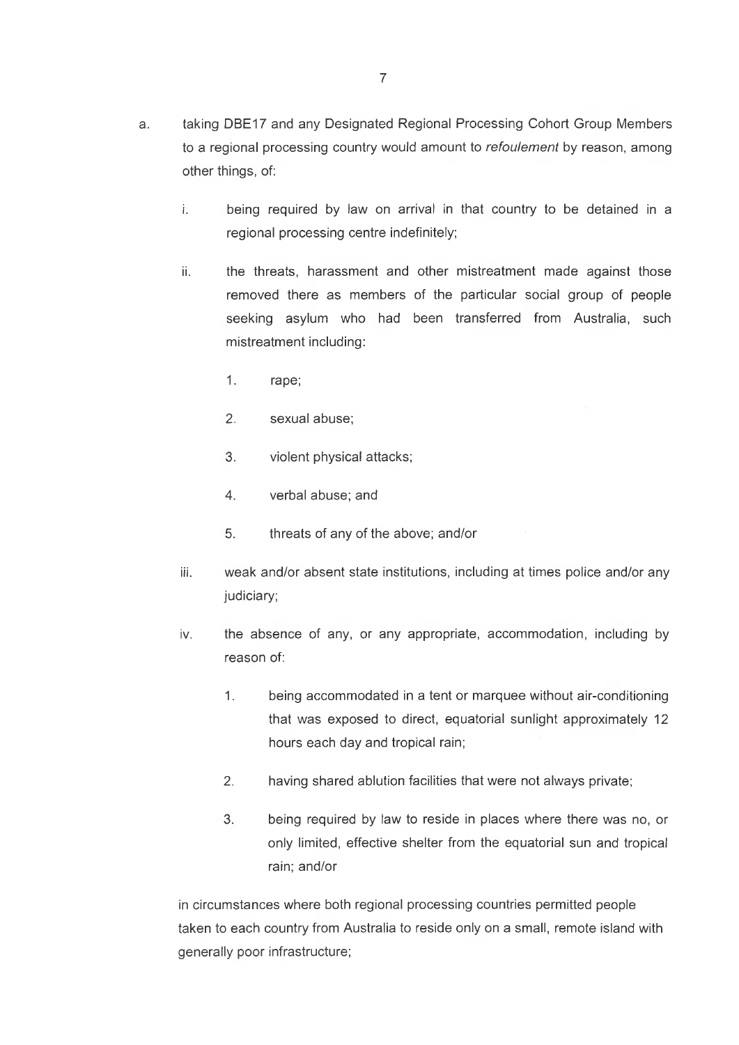a. taking DBE17 and any Designated Regional Processing Cohort Group Members to a regional processing country would amount to *refoulement* by reason, among other things, of:

   i. being required by law on arrival in that country to be detained in a regional processing centre indefinitely;

   ii. the threats, harassment and other mistreatment made against those removed there as members of the particular social group of people seeking asylum who had been transferred from Australia, such mistreatment including:

      1. rape;

      2. sexual abuse;

      3. violent physical attacks;

      4. verbal abuse; and

      5. threats of any of the above; and/or

   iii. weak and/or absent state institutions, including at times police and/or any judiciary;

   iv. the absence of any, or any appropriate, accommodation, including by reason of:

      1. being accommodated in a tent or marquee without air-conditioning that was exposed to direct, equatorial sunlight approximately 12 hours each day and tropical rain;

      2. having shared ablution facilities that were not always private;

      3. being required by law to reside in places where there was no, or only limited, effective shelter from the equatorial sun and tropical rain; and/or

   in circumstances where both regional processing countries permitted people taken to each country from Australia to reside only on a small, remote island with generally poor infrastructure;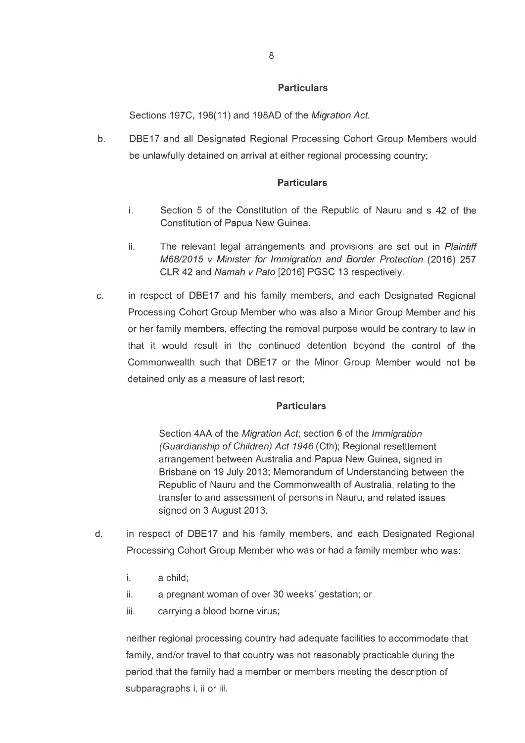**Particulars**

Sections 197C, 198(11) and 198AD of the *Migration Act*.

b. DBE17 and all Designated Regional Processing Cohort Group Members would be unlawfully detained on arrival at either regional processing country;

**Particulars**

i. Section 5 of the Constitution of the Republic of Nauru and s 42 of the Constitution of Papua New Guinea.

ii. The relevant legal arrangements and provisions are set out in *Plaintiff M68/2015 v Minister for Immigration and Border Protection* (2016) 257 CLR 42 and *Namah v Pato* [2016] PGSC 13 respectively.

c. in respect of DBE17 and his family members, and each Designated Regional Processing Cohort Group Member who was also a Minor Group Member and his or her family members, effecting the removal purpose would be contrary to law in that it would result in the continued detention beyond the control of the Commonwealth such that DBE17 or the Minor Group Member would not be detained only as a measure of last resort;

**Particulars**

Section 4AA of the *Migration Act*; section 6 of the *Immigration (Guardianship of Children) Act 1946* (Cth); Regional resettlement arrangement between Australia and Papua New Guinea, signed in Brisbane on 19 July 2013; Memorandum of Understanding between the Republic of Nauru and the Commonwealth of Australia, relating to the transfer to and assessment of persons in Nauru, and related issues signed on 3 August 2013.

d. in respect of DBE17 and his family members, and each Designated Regional Processing Cohort Group Member who was or had a family member who was:

i. a child;

ii. a pregnant woman of over 30 weeks' gestation; or

iii. carrying a blood borne virus;

neither regional processing country had adequate facilities to accommodate that family, and/or travel to that country was not reasonably practicable during the period that the family had a member or members meeting the description of subparagraphs i, ii or iii.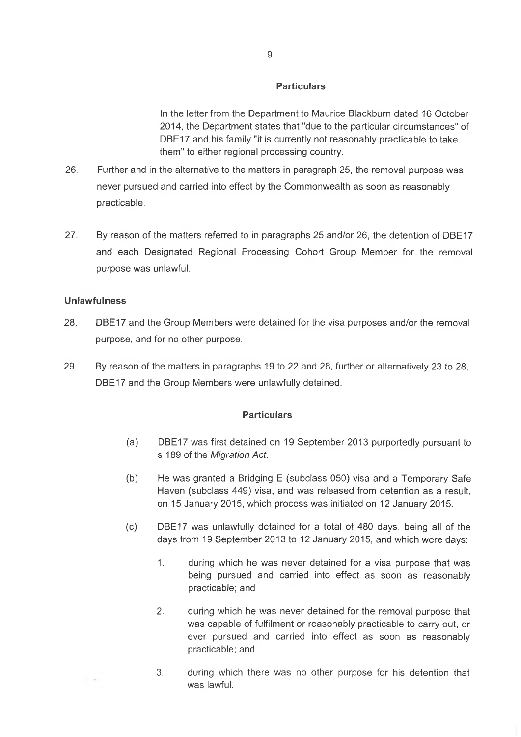#### Particulars

In the letter from the Department to Maurice Blackburn dated 16 October 2014, the Department states that "due to the particular circumstances" of DBE17 and his family "it is currently not reasonably practicable to take them" to either regional processing country.

26. Further and in the alternative to the matters in paragraph 25, the removal purpose was never pursued and carried into effect by the Commonwealth as soon as reasonably practicable.

27. By reason of the matters referred to in paragraphs 25 and/or 26, the detention of DBE17 and each Designated Regional Processing Cohort Group Member for the removal purpose was unlawful.

### Unlawfulness

28. DBE17 and the Group Members were detained for the visa purposes and/or the removal purpose, and for no other purpose.

29. By reason of the matters in paragraphs 19 to 22 and 28, further or alternatively 23 to 28, DBE17 and the Group Members were unlawfully detained.

#### Particulars

(a) DBE17 was first detained on 19 September 2013 purportedly pursuant to s 189 of the *Migration Act*.

(b) He was granted a Bridging E (subclass 050) visa and a Temporary Safe Haven (subclass 449) visa, and was released from detention as a result, on 15 January 2015, which process was initiated on 12 January 2015.

(c) DBE17 was unlawfully detained for a total of 480 days, being all of the days from 19 September 2013 to 12 January 2015, and which were days:

1. during which he was never detained for a visa purpose that was being pursued and carried into effect as soon as reasonably practicable; and
2. during which he was never detained for the removal purpose that was capable of fulfilment or reasonably practicable to carry out, or ever pursued and carried into effect as soon as reasonably practicable; and
3. during which there was no other purpose for his detention that was lawful.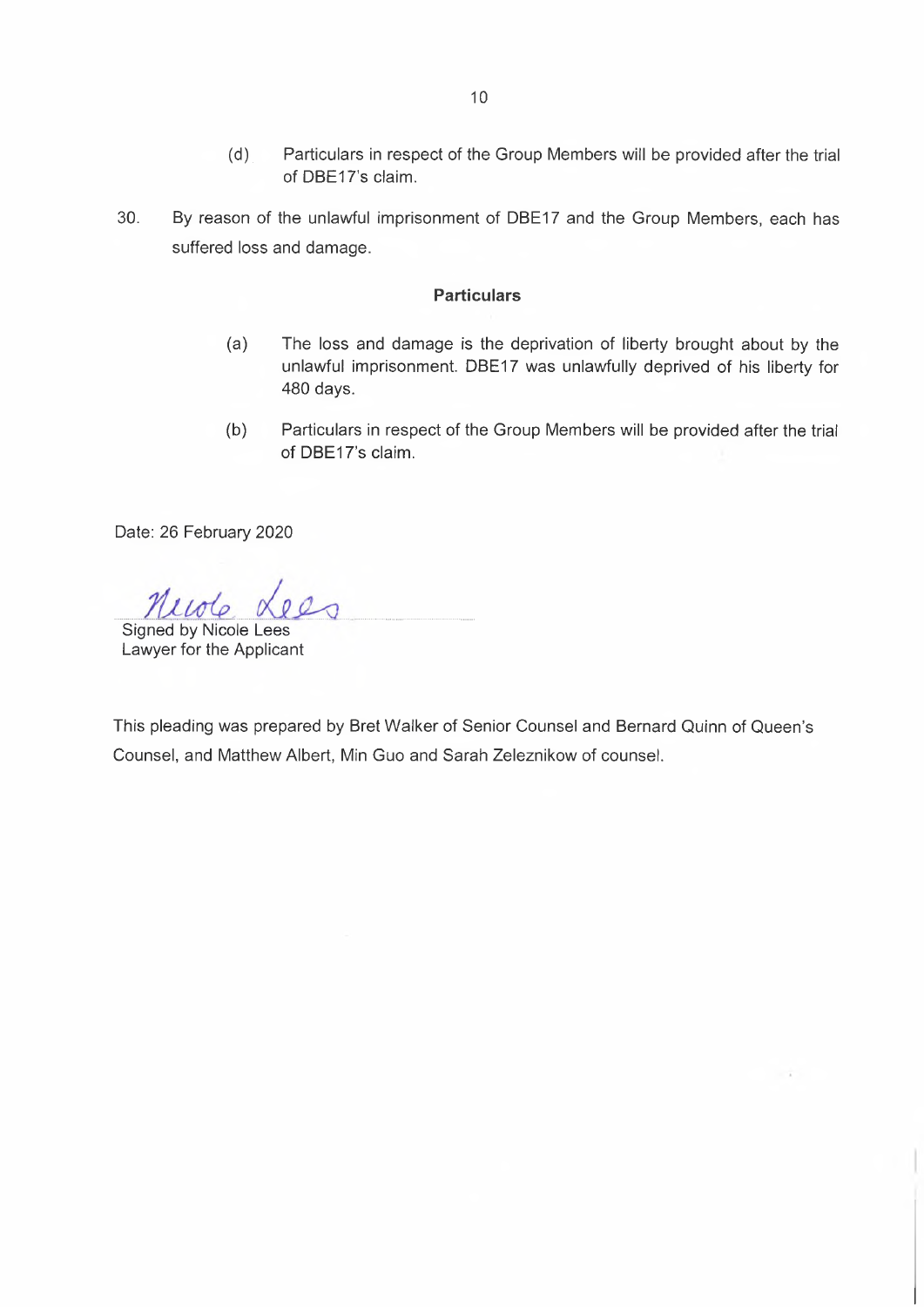(d) Particulars in respect of the Group Members will be provided after the trial of DBE17's claim.

30. By reason of the unlawful imprisonment of DBE17 and the Group Members, each has suffered loss and damage.

**Particulars**

(a) The loss and damage is the deprivation of liberty brought about by the unlawful imprisonment. DBE17 was unlawfully deprived of his liberty for 480 days.

(b) Particulars in respect of the Group Members will be provided after the trial of DBE17's claim.

Date: 26 February 2020

Nicole Lees

Signed by Nicole Lees
Lawyer for the Applicant

This pleading was prepared by Bret Walker of Senior Counsel and Bernard Quinn of Queen's Counsel, and Matthew Albert, Min Guo and Sarah Zeleznikow of counsel.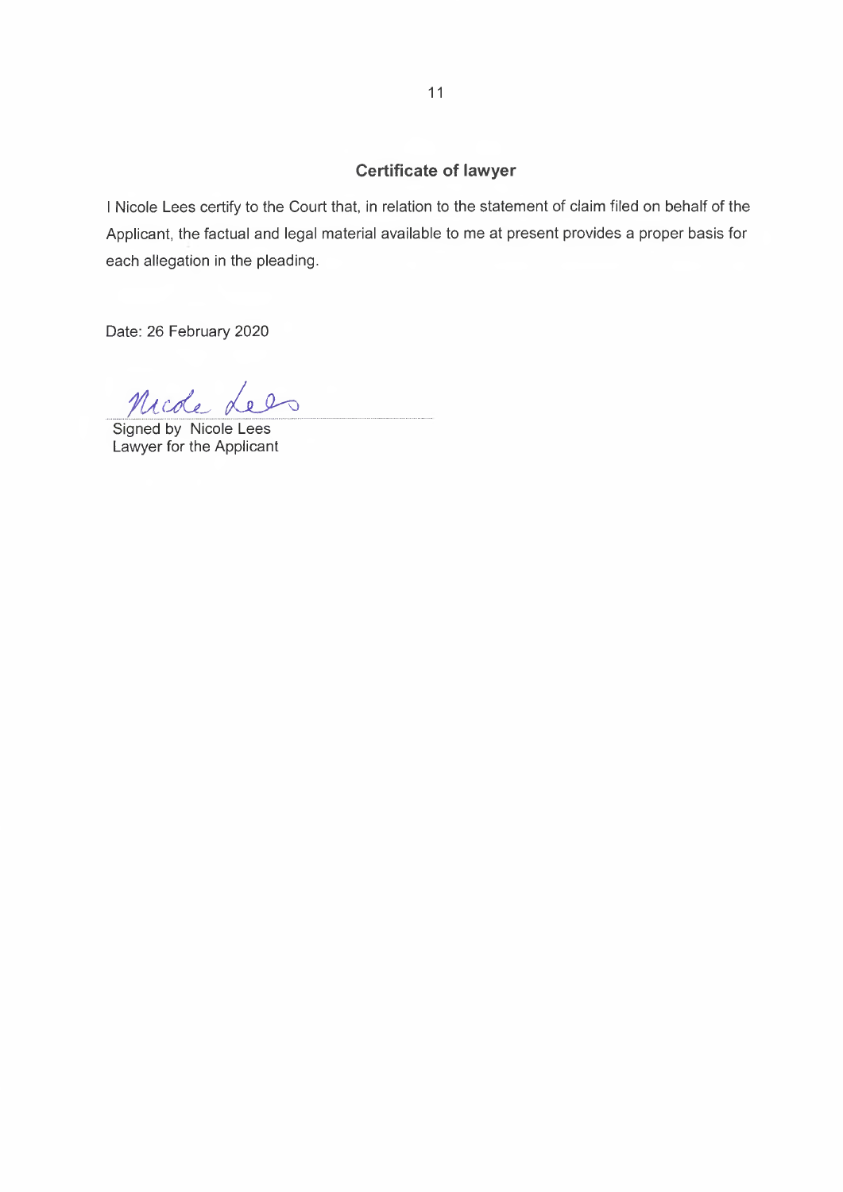## Certificate of lawyer

I Nicole Lees certify to the Court that, in relation to the statement of claim filed on behalf of the Applicant, the factual and legal material available to me at present provides a proper basis for each allegation in the pleading.

Date: 26 February 2020

Nicole Lees

Signed by Nicole Lees
Lawyer for the Applicant